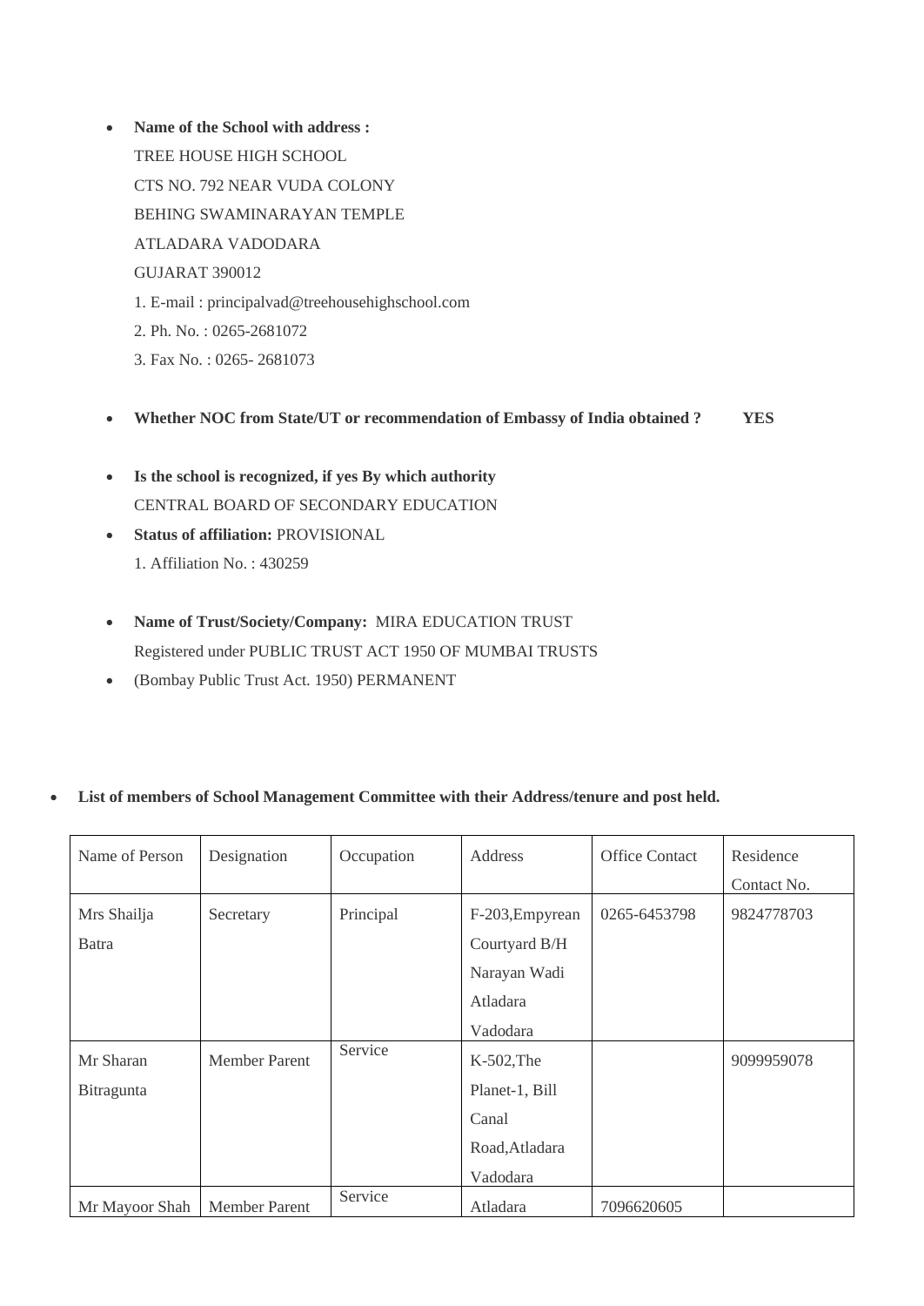- **Name of the School with address :**
  TREE HOUSE HIGH SCHOOL
  CTS NO. 792 NEAR VUDA COLONY
  BEHING SWAMINARAYAN TEMPLE
  ATLADARA VADODARA
  GUJARAT 390012
  1. E-mail : principalvad@treehousehighschool.com
  2. Ph. No. : 0265-2681072
  3. Fax No. : 0265- 2681073

- **Whether NOC from State/UT or recommendation of Embassy of India obtained ? YES**

- **Is the school is recognized, if yes By which authority**
  CENTRAL BOARD OF SECONDARY EDUCATION
- **Status of affiliation:** PROVISIONAL
  1. Affiliation No. : 430259

- **Name of Trust/Society/Company:** MIRA EDUCATION TRUST
  Registered under PUBLIC TRUST ACT 1950 OF MUMBAI TRUSTS
- (Bombay Public Trust Act. 1950) PERMANENT

- **List of members of School Management Committee with their Address/tenure and post held.**

| Name of Person | Designation | Occupation | Address | Office Contact | Residence Contact No. |
|---|---|---|---|---|---|
| Mrs Shailja Batra | Secretary | Principal | F-203,Empyrean Courtyard B/H Narayan Wadi Atladara Vadodara | 0265-6453798 | 9824778703 |
| Mr Sharan Bitragunta | Member Parent | Service | K-502,The Planet-1, Bill Canal Road,Atladara Vadodara | | 9099959078 |
| Mr Mayoor Shah | Member Parent | Service | Atladara | 7096620605 | |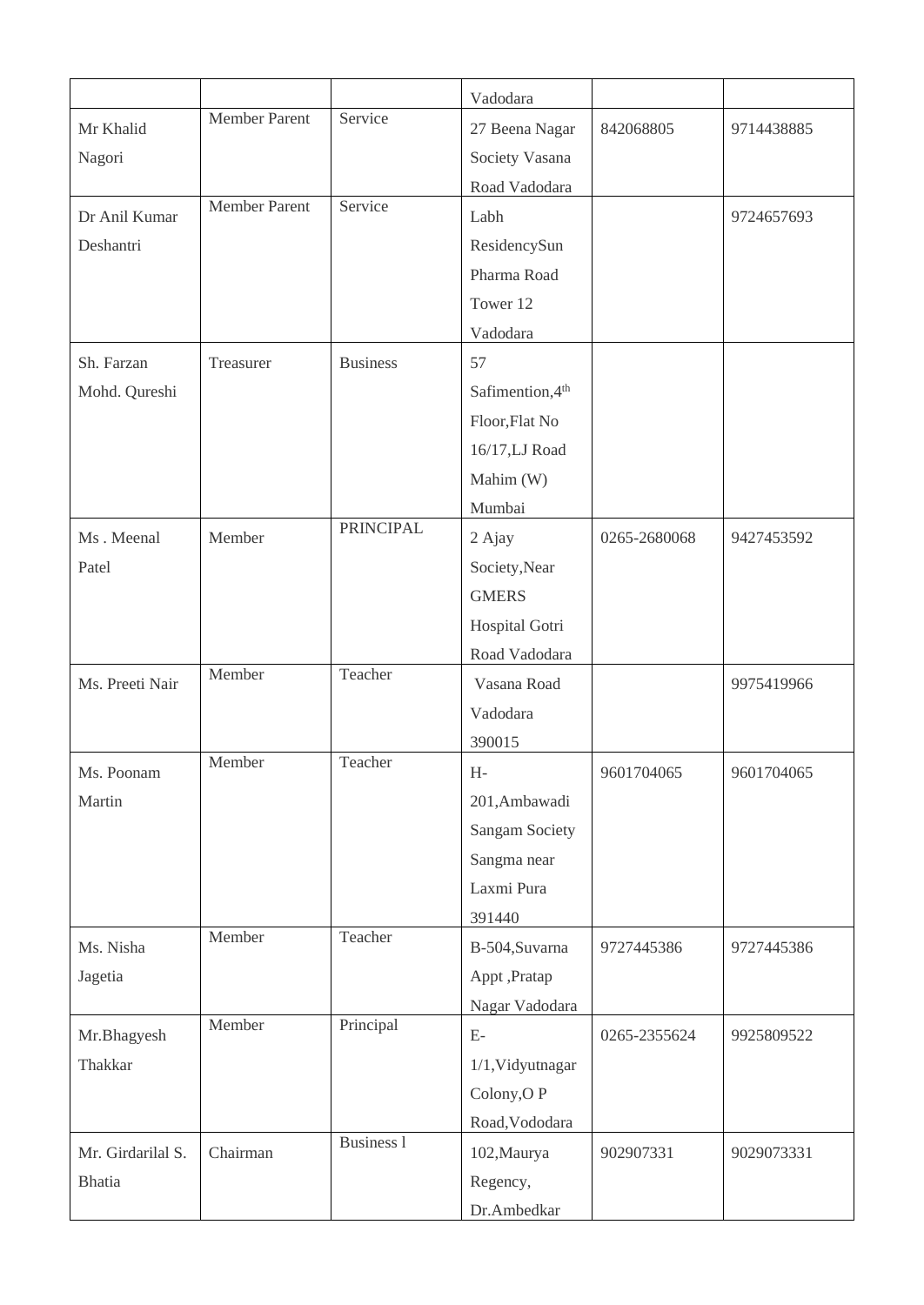| | | | Vadodara | | |
|---|---|---|---|---|---|
| Mr Khalid Nagori | Member Parent | Service | 27 Beena Nagar Society Vasana Road Vadodara | 842068805 | 9714438885 |
| Dr Anil Kumar Deshantri | Member Parent | Service | Labh ResidencySun Pharma Road Tower 12 Vadodara | | 9724657693 |
| Sh. Farzan Mohd. Qureshi | Treasurer | Business | 57 Safimention,4th Floor,Flat No 16/17,LJ Road Mahim (W) Mumbai | | |
| Ms . Meenal Patel | Member | PRINCIPAL | 2 Ajay Society,Near GMERS Hospital Gotri Road Vadodara | 0265-2680068 | 9427453592 |
| Ms. Preeti Nair | Member | Teacher | Vasana Road Vadodara 390015 | | 9975419966 |
| Ms. Poonam Martin | Member | Teacher | H-201,Ambawadi Sangam Society Sangma near Laxmi Pura 391440 | 9601704065 | 9601704065 |
| Ms. Nisha Jagetia | Member | Teacher | B-504,Suvarna Appt ,Pratap Nagar Vadodara | 9727445386 | 9727445386 |
| Mr.Bhagyesh Thakkar | Member | Principal | E-1/1,Vidyutnagar Colony,O P Road,Vododara | 0265-2355624 | 9925809522 |
| Mr. Girdarilal S. Bhatia | Chairman | Business l | 102,Maurya Regency, Dr.Ambedkar | 902907331 | 9029073331 |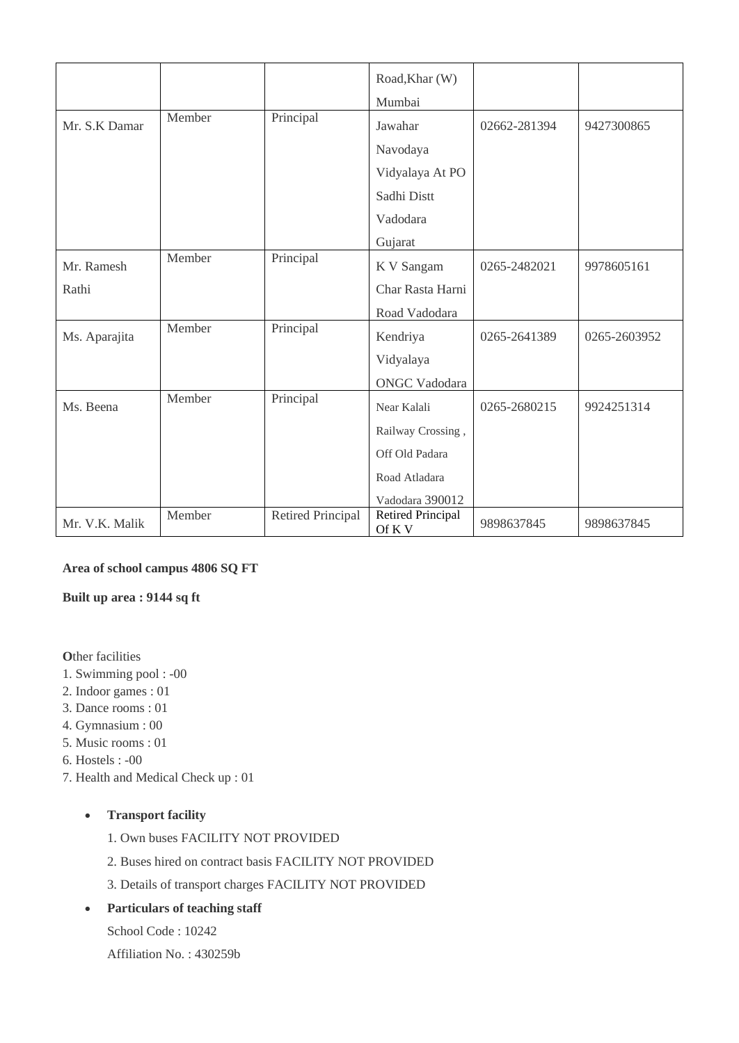| | | | Road,Khar (W) Mumbai | | |
|---|---|---|---|---|---|
| Mr. S.K Damar | Member | Principal | Jawahar Navodaya Vidyalaya At PO Sadhi Distt Vadodara Gujarat | 02662-281394 | 9427300865 |
| Mr. Ramesh Rathi | Member | Principal | K V Sangam Char Rasta Harni Road Vadodara | 0265-2482021 | 9978605161 |
| Ms. Aparajita | Member | Principal | Kendriya Vidyalaya ONGC Vadodara | 0265-2641389 | 0265-2603952 |
| Ms. Beena | Member | Principal | Near Kalali Railway Crossing , Off Old Padara Road Atladara Vadodara 390012 | 0265-2680215 | 9924251314 |
| Mr. V.K. Malik | Member | Retired Principal | Retired Principal Of K V | 9898637845 | 9898637845 |

**Area of school campus 4806 SQ FT**

**Built up area : 9144 sq ft**

**O**ther facilities

1. Swimming pool : -00
2. Indoor games : 01
3. Dance rooms : 01
4. Gymnasium : 00
5. Music rooms : 01
6. Hostels : -00
7. Health and Medical Check up : 01

- **Transport facility**

  1. Own buses FACILITY NOT PROVIDED
  2. Buses hired on contract basis FACILITY NOT PROVIDED
  3. Details of transport charges FACILITY NOT PROVIDED

- **Particulars of teaching staff**

  School Code : 10242

  Affiliation No. : 430259b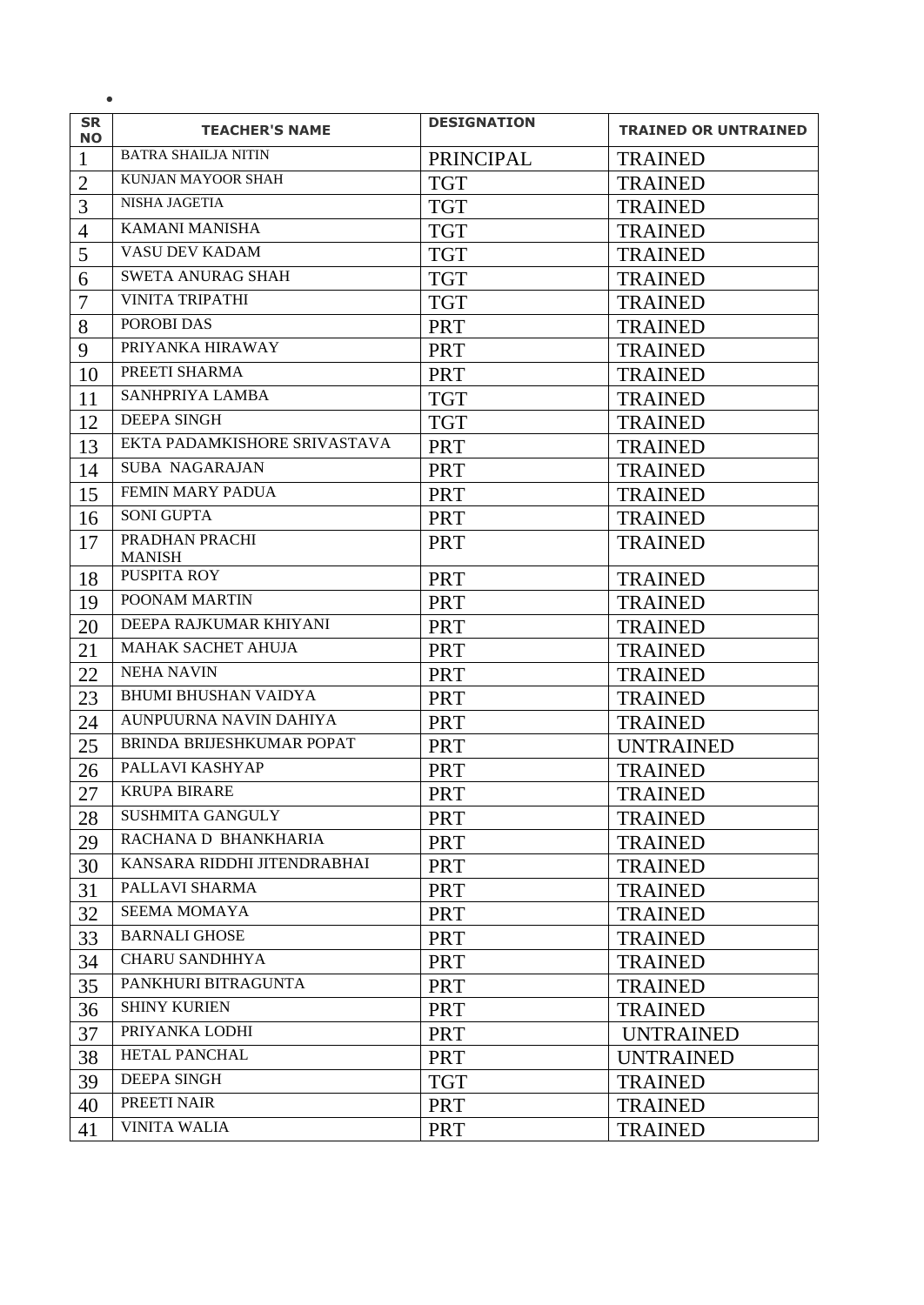| SR NO | TEACHER'S NAME | DESIGNATION | TRAINED OR UNTRAINED |
|---|---|---|---|
| 1 | BATRA SHAILJA NITIN | PRINCIPAL | TRAINED |
| 2 | KUNJAN MAYOOR SHAH | TGT | TRAINED |
| 3 | NISHA JAGETIA | TGT | TRAINED |
| 4 | KAMANI MANISHA | TGT | TRAINED |
| 5 | VASU DEV KADAM | TGT | TRAINED |
| 6 | SWETA ANURAG SHAH | TGT | TRAINED |
| 7 | VINITA TRIPATHI | TGT | TRAINED |
| 8 | POROBI DAS | PRT | TRAINED |
| 9 | PRIYANKA HIRAWAY | PRT | TRAINED |
| 10 | PREETI SHARMA | PRT | TRAINED |
| 11 | SANHPRIYA LAMBA | TGT | TRAINED |
| 12 | DEEPA SINGH | TGT | TRAINED |
| 13 | EKTA PADAMKISHORE SRIVASTAVA | PRT | TRAINED |
| 14 | SUBA NAGARAJAN | PRT | TRAINED |
| 15 | FEMIN MARY PADUA | PRT | TRAINED |
| 16 | SONI GUPTA | PRT | TRAINED |
| 17 | PRADHAN PRACHI MANISH | PRT | TRAINED |
| 18 | PUSPITA ROY | PRT | TRAINED |
| 19 | POONAM MARTIN | PRT | TRAINED |
| 20 | DEEPA RAJKUMAR KHIYANI | PRT | TRAINED |
| 21 | MAHAK SACHET AHUJA | PRT | TRAINED |
| 22 | NEHA NAVIN | PRT | TRAINED |
| 23 | BHUMI BHUSHAN VAIDYA | PRT | TRAINED |
| 24 | AUNPUURNA NAVIN DAHIYA | PRT | TRAINED |
| 25 | BRINDA BRIJESHKUMAR POPAT | PRT | UNTRAINED |
| 26 | PALLAVI KASHYAP | PRT | TRAINED |
| 27 | KRUPA BIRARE | PRT | TRAINED |
| 28 | SUSHMITA GANGULY | PRT | TRAINED |
| 29 | RACHANA D BHANKHARIA | PRT | TRAINED |
| 30 | KANSARA RIDDHI JITENDRABHAI | PRT | TRAINED |
| 31 | PALLAVI SHARMA | PRT | TRAINED |
| 32 | SEEMA MOMAYA | PRT | TRAINED |
| 33 | BARNALI GHOSE | PRT | TRAINED |
| 34 | CHARU SANDHHYA | PRT | TRAINED |
| 35 | PANKHURI BITRAGUNTA | PRT | TRAINED |
| 36 | SHINY KURIEN | PRT | TRAINED |
| 37 | PRIYANKA LODHI | PRT | UNTRAINED |
| 38 | HETAL PANCHAL | PRT | UNTRAINED |
| 39 | DEEPA SINGH | TGT | TRAINED |
| 40 | PREETI NAIR | PRT | TRAINED |
| 41 | VINITA WALIA | PRT | TRAINED |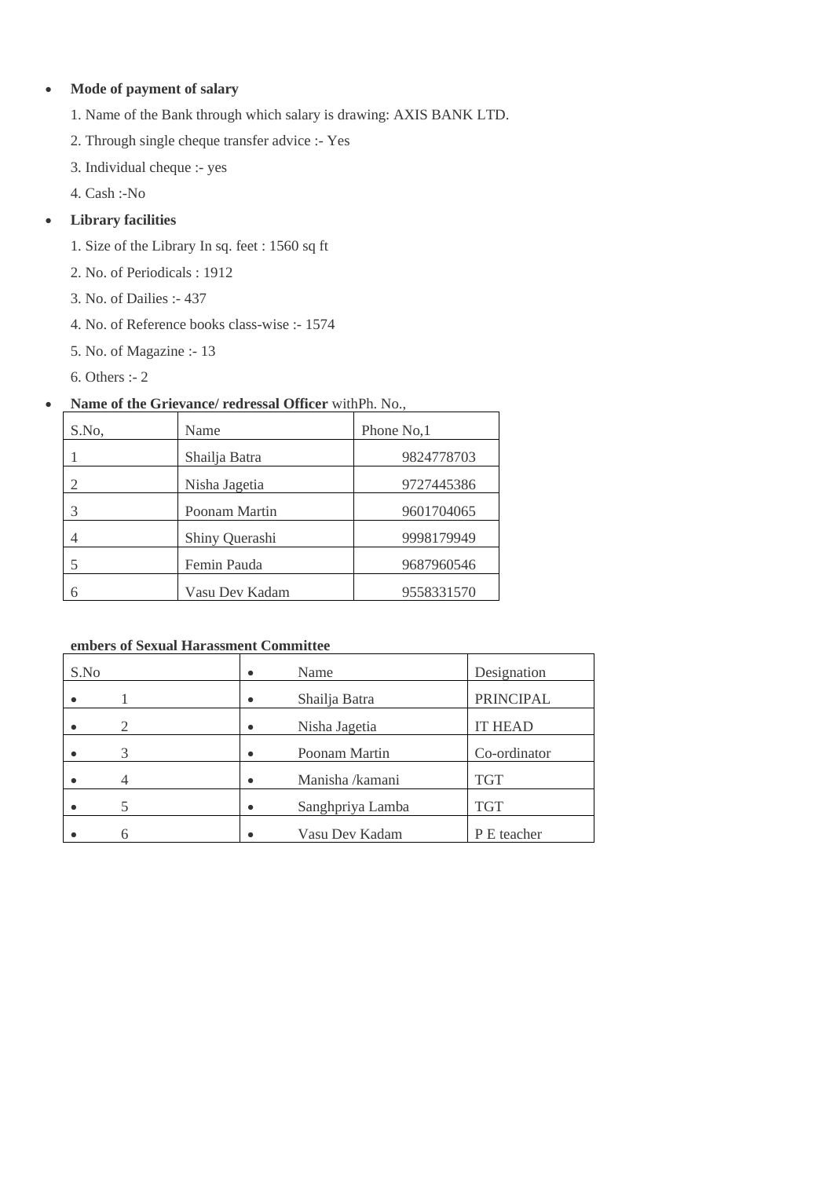- **Mode of payment of salary**

  1. Name of the Bank through which salary is drawing: AXIS BANK LTD.
  2. Through single cheque transfer advice :- Yes
  3. Individual cheque :- yes
  4. Cash :-No

- **Library facilities**

  1. Size of the Library In sq. feet : 1560 sq ft
  2. No. of Periodicals : 1912
  3. No. of Dailies :- 437
  4. No. of Reference books class-wise :- 1574
  5. No. of Magazine :- 13
  6. Others :- 2

- **Name of the Grievance/ redressal Officer** withPh. No.,

| S.No, | Name | Phone No,1 |
|---|---|---|
| 1 | Shailja Batra | 9824778703 |
| 2 | Nisha Jagetia | 9727445386 |
| 3 | Poonam Martin | 9601704065 |
| 4 | Shiny Querashi | 9998179949 |
| 5 | Femin Pauda | 9687960546 |
| 6 | Vasu Dev Kadam | 9558331570 |

**embers of Sexual Harassment Committee**

| S.No | Name | Designation |
|---|---|---|
| 1 | Shailja Batra | PRINCIPAL |
| 2 | Nisha Jagetia | IT HEAD |
| 3 | Poonam Martin | Co-ordinator |
| 4 | Manisha /kamani | TGT |
| 5 | Sanghpriya Lamba | TGT |
| 6 | Vasu Dev Kadam | P E teacher |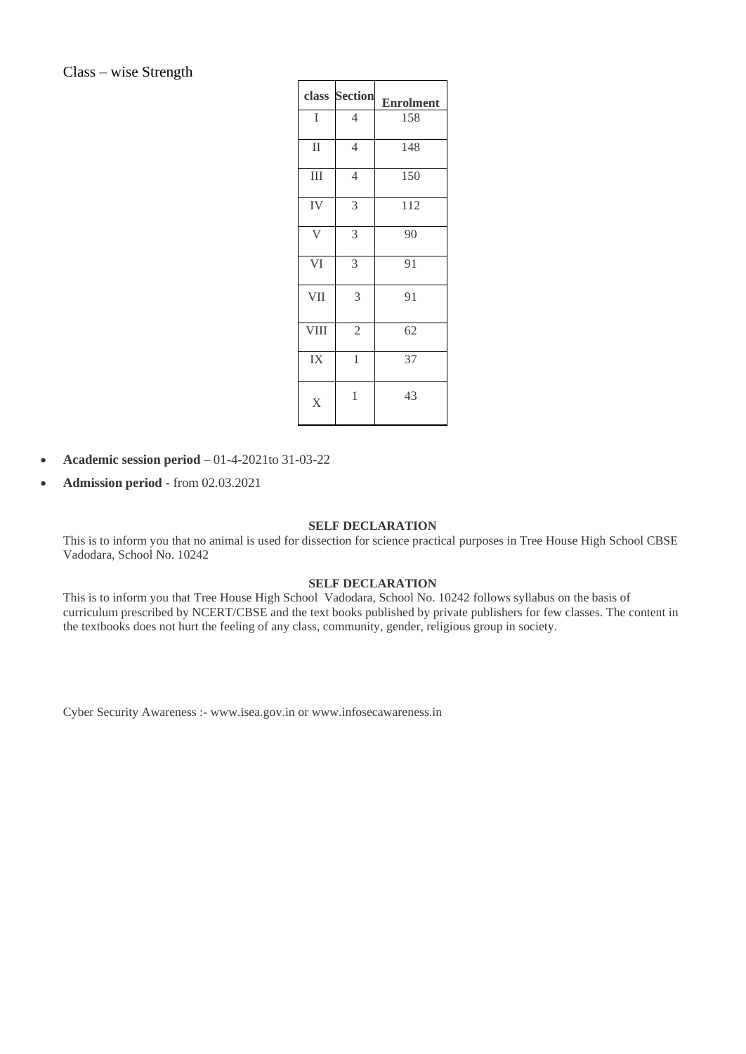Class – wise Strength

| class | Section | Enrolment |
|---|---|---|
| I | 4 | 158 |
| II | 4 | 148 |
| III | 4 | 150 |
| IV | 3 | 112 |
| V | 3 | 90 |
| VI | 3 | 91 |
| VII | 3 | 91 |
| VIII | 2 | 62 |
| IX | 1 | 37 |
| X | 1 | 43 |

- **Academic session period** – 01-4-2021to 31-03-22
- **Admission period** - from 02.03.2021

**SELF DECLARATION**

This is to inform you that no animal is used for dissection for science practical purposes in Tree House High School CBSE Vadodara, School No. 10242

**SELF DECLARATION**

This is to inform you that Tree House High School Vadodara, School No. 10242 follows syllabus on the basis of curriculum prescribed by NCERT/CBSE and the text books published by private publishers for few classes. The content in the textbooks does not hurt the feeling of any class, community, gender, religious group in society.

Cyber Security Awareness :- www.isea.gov.in or www.infosecawareness.in